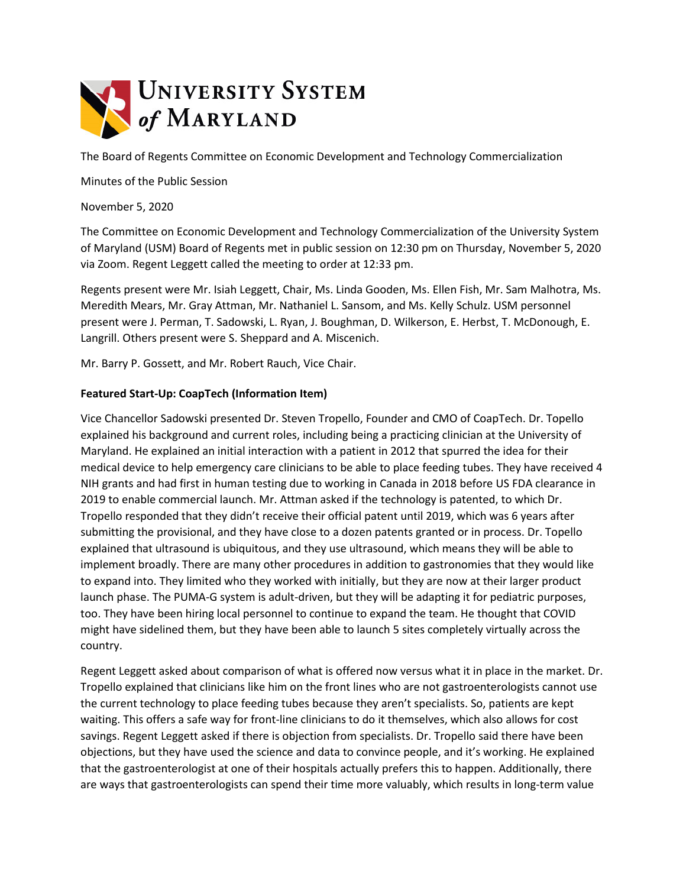University System of Maryland

The Board of Regents Committee on Economic Development and Technology Commercialization

Minutes of the Public Session

November 5, 2020

The Committee on Economic Development and Technology Commercialization of the University System of Maryland (USM) Board of Regents met in public session on 12:30 pm on Thursday, November 5, 2020 via Zoom. Regent Leggett called the meeting to order at 12:33 pm.

Regents present were Mr. Isiah Leggett, Chair, Ms. Linda Gooden, Ms. Ellen Fish, Mr. Sam Malhotra, Ms. Meredith Mears, Mr. Gray Attman, Mr. Nathaniel L. Sansom, and Ms. Kelly Schulz. USM personnel present were J. Perman, T. Sadowski, L. Ryan, J. Boughman, D. Wilkerson, E. Herbst, T. McDonough, E. Langrill. Others present were S. Sheppard and A. Miscenich.

Mr. Barry P. Gossett, and Mr. Robert Rauch, Vice Chair.

**Featured Start-Up: CoapTech (Information Item)**

Vice Chancellor Sadowski presented Dr. Steven Tropello, Founder and CMO of CoapTech. Dr. Topello explained his background and current roles, including being a practicing clinician at the University of Maryland. He explained an initial interaction with a patient in 2012 that spurred the idea for their medical device to help emergency care clinicians to be able to place feeding tubes. They have received 4 NIH grants and had first in human testing due to working in Canada in 2018 before US FDA clearance in 2019 to enable commercial launch. Mr. Attman asked if the technology is patented, to which Dr. Tropello responded that they didn't receive their official patent until 2019, which was 6 years after submitting the provisional, and they have close to a dozen patents granted or in process. Dr. Topello explained that ultrasound is ubiquitous, and they use ultrasound, which means they will be able to implement broadly. There are many other procedures in addition to gastronomies that they would like to expand into. They limited who they worked with initially, but they are now at their larger product launch phase. The PUMA-G system is adult-driven, but they will be adapting it for pediatric purposes, too. They have been hiring local personnel to continue to expand the team. He thought that COVID might have sidelined them, but they have been able to launch 5 sites completely virtually across the country.

Regent Leggett asked about comparison of what is offered now versus what it in place in the market. Dr. Tropello explained that clinicians like him on the front lines who are not gastroenterologists cannot use the current technology to place feeding tubes because they aren't specialists. So, patients are kept waiting. This offers a safe way for front-line clinicians to do it themselves, which also allows for cost savings. Regent Leggett asked if there is objection from specialists. Dr. Tropello said there have been objections, but they have used the science and data to convince people, and it's working. He explained that the gastroenterologist at one of their hospitals actually prefers this to happen. Additionally, there are ways that gastroenterologists can spend their time more valuably, which results in long-term value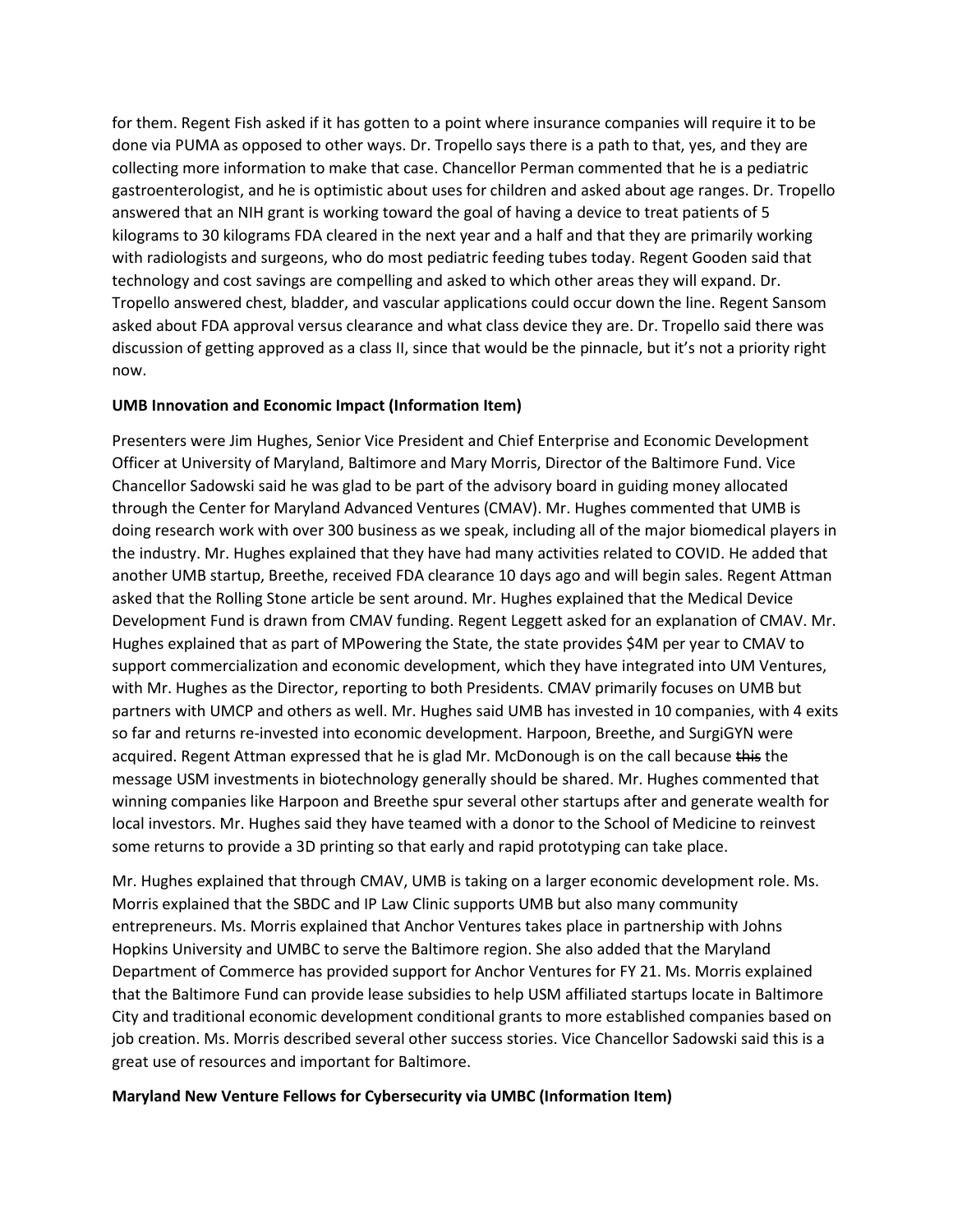for them. Regent Fish asked if it has gotten to a point where insurance companies will require it to be done via PUMA as opposed to other ways. Dr. Tropello says there is a path to that, yes, and they are collecting more information to make that case. Chancellor Perman commented that he is a pediatric gastroenterologist, and he is optimistic about uses for children and asked about age ranges. Dr. Tropello answered that an NIH grant is working toward the goal of having a device to treat patients of 5 kilograms to 30 kilograms FDA cleared in the next year and a half and that they are primarily working with radiologists and surgeons, who do most pediatric feeding tubes today. Regent Gooden said that technology and cost savings are compelling and asked to which other areas they will expand. Dr. Tropello answered chest, bladder, and vascular applications could occur down the line. Regent Sansom asked about FDA approval versus clearance and what class device they are. Dr. Tropello said there was discussion of getting approved as a class II, since that would be the pinnacle, but it's not a priority right now.

**UMB Innovation and Economic Impact (Information Item)**

Presenters were Jim Hughes, Senior Vice President and Chief Enterprise and Economic Development Officer at University of Maryland, Baltimore and Mary Morris, Director of the Baltimore Fund. Vice Chancellor Sadowski said he was glad to be part of the advisory board in guiding money allocated through the Center for Maryland Advanced Ventures (CMAV). Mr. Hughes commented that UMB is doing research work with over 300 business as we speak, including all of the major biomedical players in the industry. Mr. Hughes explained that they have had many activities related to COVID. He added that another UMB startup, Breethe, received FDA clearance 10 days ago and will begin sales. Regent Attman asked that the Rolling Stone article be sent around. Mr. Hughes explained that the Medical Device Development Fund is drawn from CMAV funding. Regent Leggett asked for an explanation of CMAV. Mr. Hughes explained that as part of MPowering the State, the state provides $4M per year to CMAV to support commercialization and economic development, which they have integrated into UM Ventures, with Mr. Hughes as the Director, reporting to both Presidents. CMAV primarily focuses on UMB but partners with UMCP and others as well. Mr. Hughes said UMB has invested in 10 companies, with 4 exits so far and returns re-invested into economic development. Harpoon, Breethe, and SurgiGYN were acquired. Regent Attman expressed that he is glad Mr. McDonough is on the call because ~~this~~ the message USM investments in biotechnology generally should be shared. Mr. Hughes commented that winning companies like Harpoon and Breethe spur several other startups after and generate wealth for local investors. Mr. Hughes said they have teamed with a donor to the School of Medicine to reinvest some returns to provide a 3D printing so that early and rapid prototyping can take place.

Mr. Hughes explained that through CMAV, UMB is taking on a larger economic development role. Ms. Morris explained that the SBDC and IP Law Clinic supports UMB but also many community entrepreneurs. Ms. Morris explained that Anchor Ventures takes place in partnership with Johns Hopkins University and UMBC to serve the Baltimore region. She also added that the Maryland Department of Commerce has provided support for Anchor Ventures for FY 21. Ms. Morris explained that the Baltimore Fund can provide lease subsidies to help USM affiliated startups locate in Baltimore City and traditional economic development conditional grants to more established companies based on job creation. Ms. Morris described several other success stories. Vice Chancellor Sadowski said this is a great use of resources and important for Baltimore.

**Maryland New Venture Fellows for Cybersecurity via UMBC (Information Item)**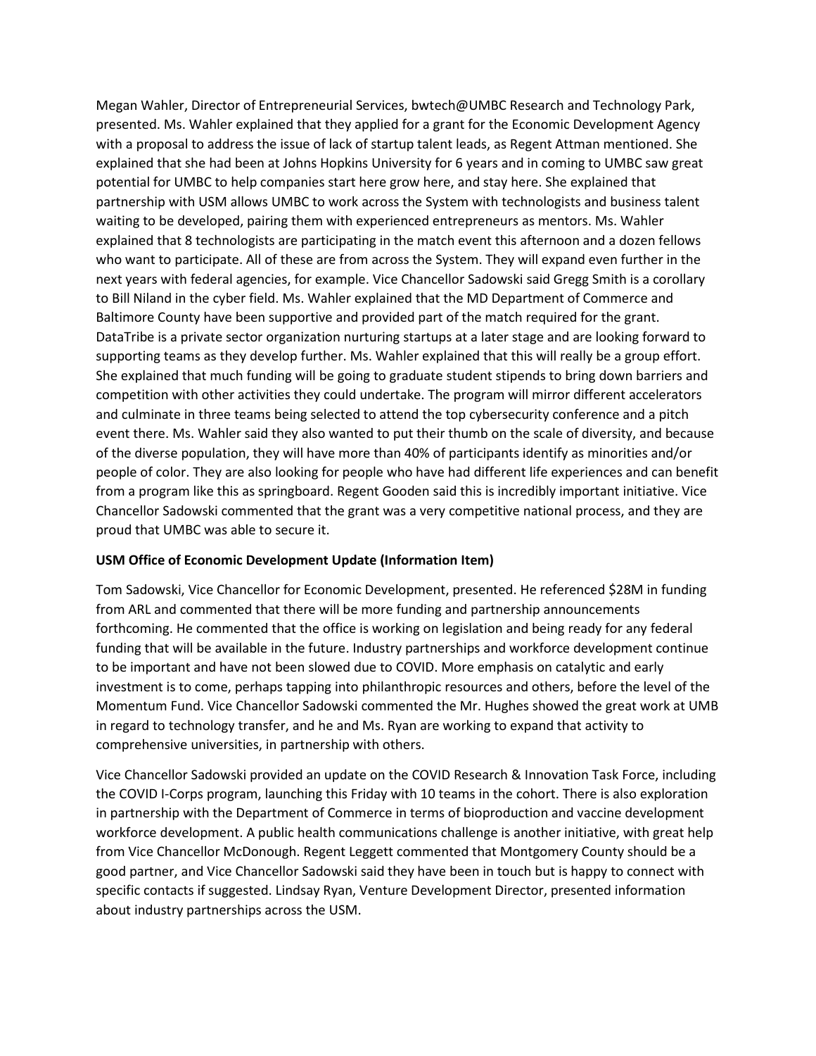Megan Wahler, Director of Entrepreneurial Services, bwtech@UMBC Research and Technology Park, presented. Ms. Wahler explained that they applied for a grant for the Economic Development Agency with a proposal to address the issue of lack of startup talent leads, as Regent Attman mentioned. She explained that she had been at Johns Hopkins University for 6 years and in coming to UMBC saw great potential for UMBC to help companies start here grow here, and stay here. She explained that partnership with USM allows UMBC to work across the System with technologists and business talent waiting to be developed, pairing them with experienced entrepreneurs as mentors. Ms. Wahler explained that 8 technologists are participating in the match event this afternoon and a dozen fellows who want to participate. All of these are from across the System. They will expand even further in the next years with federal agencies, for example. Vice Chancellor Sadowski said Gregg Smith is a corollary to Bill Niland in the cyber field. Ms. Wahler explained that the MD Department of Commerce and Baltimore County have been supportive and provided part of the match required for the grant. DataTribe is a private sector organization nurturing startups at a later stage and are looking forward to supporting teams as they develop further. Ms. Wahler explained that this will really be a group effort. She explained that much funding will be going to graduate student stipends to bring down barriers and competition with other activities they could undertake. The program will mirror different accelerators and culminate in three teams being selected to attend the top cybersecurity conference and a pitch event there. Ms. Wahler said they also wanted to put their thumb on the scale of diversity, and because of the diverse population, they will have more than 40% of participants identify as minorities and/or people of color. They are also looking for people who have had different life experiences and can benefit from a program like this as springboard. Regent Gooden said this is incredibly important initiative. Vice Chancellor Sadowski commented that the grant was a very competitive national process, and they are proud that UMBC was able to secure it.

**USM Office of Economic Development Update (Information Item)**

Tom Sadowski, Vice Chancellor for Economic Development, presented. He referenced $28M in funding from ARL and commented that there will be more funding and partnership announcements forthcoming. He commented that the office is working on legislation and being ready for any federal funding that will be available in the future. Industry partnerships and workforce development continue to be important and have not been slowed due to COVID. More emphasis on catalytic and early investment is to come, perhaps tapping into philanthropic resources and others, before the level of the Momentum Fund. Vice Chancellor Sadowski commented the Mr. Hughes showed the great work at UMB in regard to technology transfer, and he and Ms. Ryan are working to expand that activity to comprehensive universities, in partnership with others.

Vice Chancellor Sadowski provided an update on the COVID Research & Innovation Task Force, including the COVID I-Corps program, launching this Friday with 10 teams in the cohort. There is also exploration in partnership with the Department of Commerce in terms of bioproduction and vaccine development workforce development. A public health communications challenge is another initiative, with great help from Vice Chancellor McDonough. Regent Leggett commented that Montgomery County should be a good partner, and Vice Chancellor Sadowski said they have been in touch but is happy to connect with specific contacts if suggested. Lindsay Ryan, Venture Development Director, presented information about industry partnerships across the USM.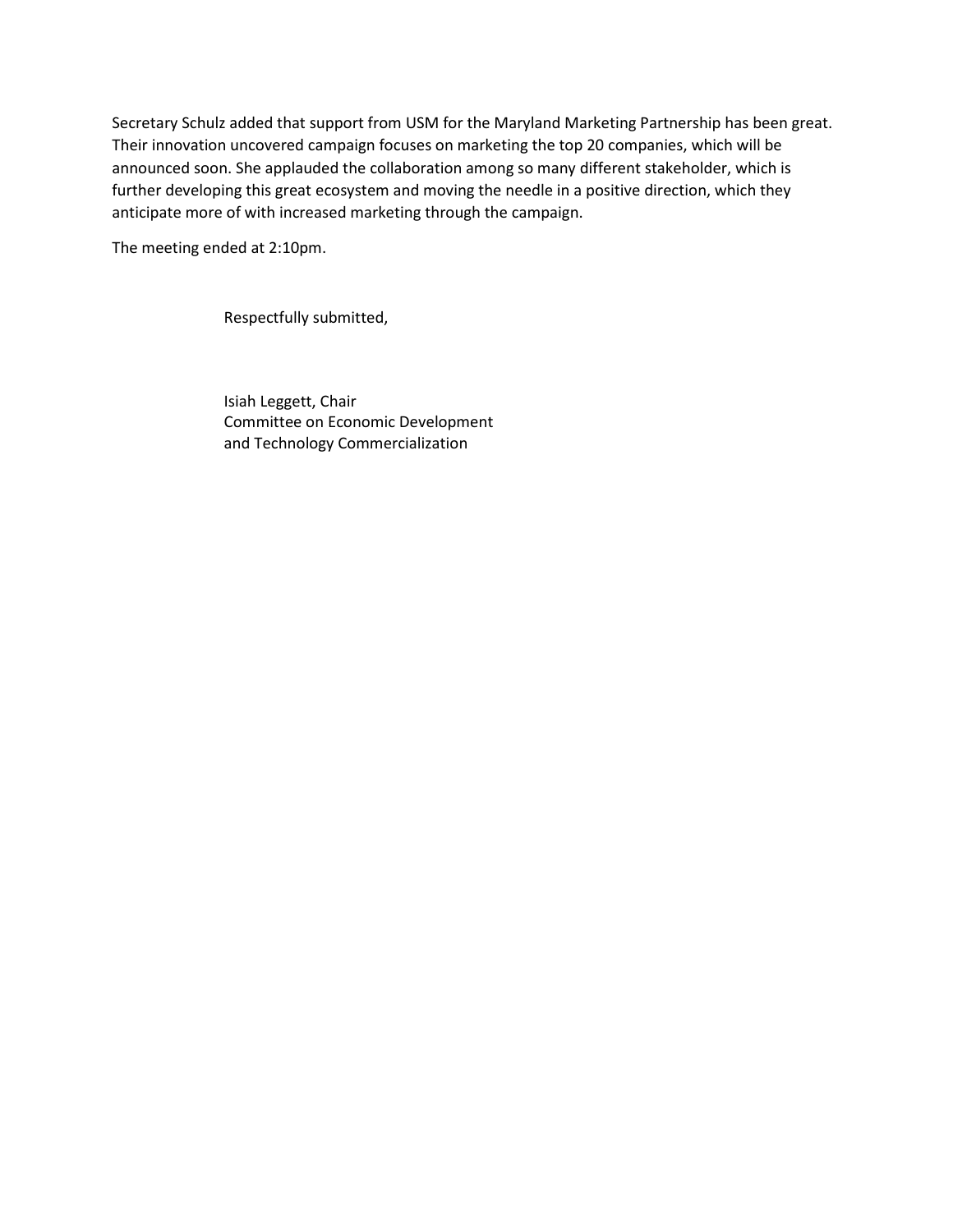Secretary Schulz added that support from USM for the Maryland Marketing Partnership has been great. Their innovation uncovered campaign focuses on marketing the top 20 companies, which will be announced soon. She applauded the collaboration among so many different stakeholder, which is further developing this great ecosystem and moving the needle in a positive direction, which they anticipate more of with increased marketing through the campaign.

The meeting ended at 2:10pm.

Respectfully submitted,

Isiah Leggett, Chair
Committee on Economic Development
and Technology Commercialization